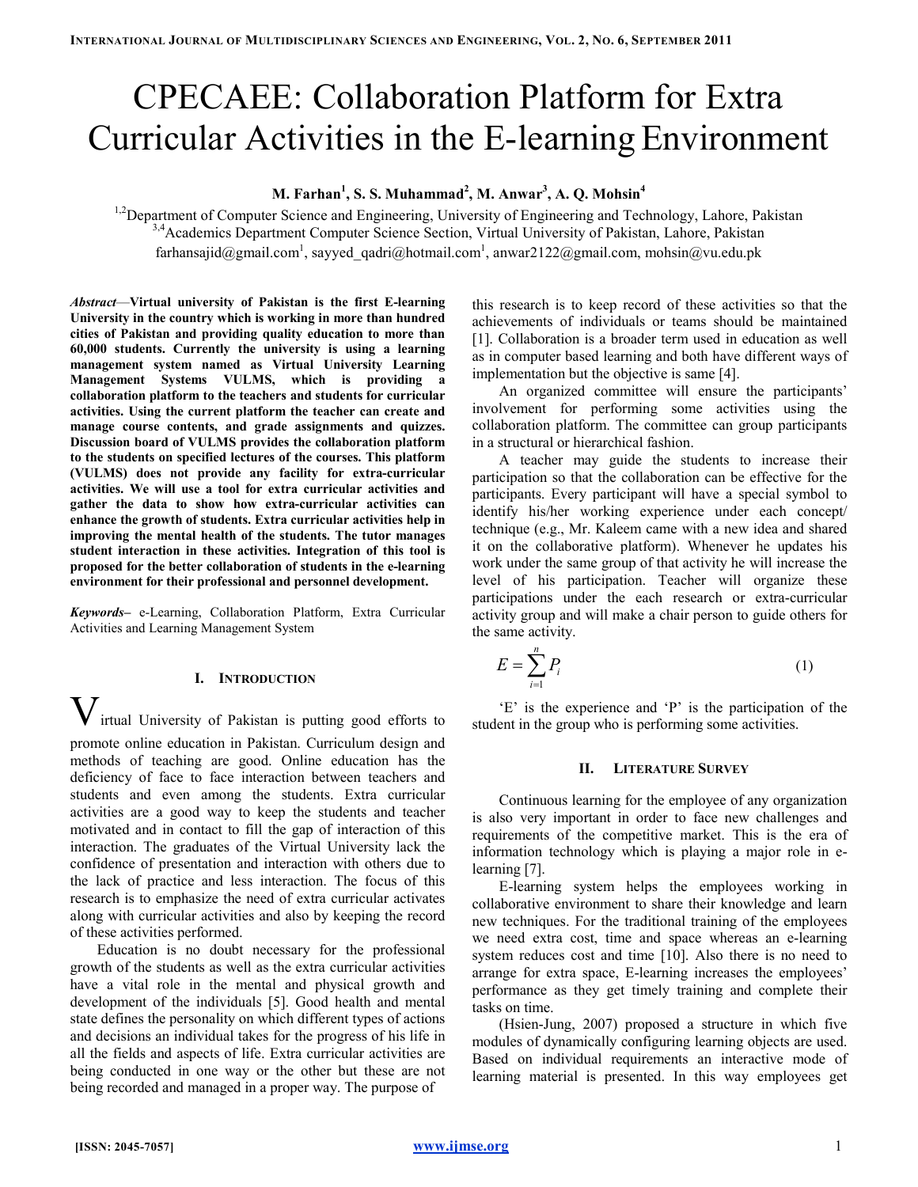# CPECAEE: Collaboration Platform for Extra Curricular Activities in the E-learning Environment

**M. Farhan[1], S. S. Muhammad[2], M. Anwar[3], A. Q. Mohsin[4]**

[1,2]Department of Computer Science and Engineering, University of Engineering and Technology, Lahore, Pakistan
[3,4]Academics Department Computer Science Section, Virtual University of Pakistan, Lahore, Pakistan
farhansajid@gmail.com[1], sayyed_qadri@hotmail.com[1], anwar2122@gmail.com, mohsin@vu.edu.pk

***Abstract*—Virtual university of Pakistan is the first E-learning University in the country which is working in more than hundred cities of Pakistan and providing quality education to more than 60,000 students. Currently the university is using a learning management system named as Virtual University Learning Management Systems VULMS, which is providing a collaboration platform to the teachers and students for curricular activities. Using the current platform the teacher can create and manage course contents, and grade assignments and quizzes. Discussion board of VULMS provides the collaboration platform to the students on specified lectures of the courses. This platform (VULMS) does not provide any facility for extra-curricular activities. We will use a tool for extra curricular activities and gather the data to show how extra-curricular activities can enhance the growth of students. Extra curricular activities help in improving the mental health of the students. The tutor manages student interaction in these activities. Integration of this tool is proposed for the better collaboration of students in the e-learning environment for their professional and personnel development.**

***Keywords–*** e-Learning, Collaboration Platform, Extra Curricular Activities and Learning Management System

## I. Introduction

Virtual University of Pakistan is putting good efforts to promote online education in Pakistan. Curriculum design and methods of teaching are good. Online education has the deficiency of face to face interaction between teachers and students and even among the students. Extra curricular activities are a good way to keep the students and teacher motivated and in contact to fill the gap of interaction of this interaction. The graduates of the Virtual University lack the confidence of presentation and interaction with others due to the lack of practice and less interaction. The focus of this research is to emphasize the need of extra curricular activates along with curricular activities and also by keeping the record of these activities performed.

Education is no doubt necessary for the professional growth of the students as well as the extra curricular activities have a vital role in the mental and physical growth and development of the individuals [5]. Good health and mental state defines the personality on which different types of actions and decisions an individual takes for the progress of his life in all the fields and aspects of life. Extra curricular activities are being conducted in one way or the other but these are not being recorded and managed in a proper way. The purpose of this research is to keep record of these activities so that the achievements of individuals or teams should be maintained [1]. Collaboration is a broader term used in education as well as in computer based learning and both have different ways of implementation but the objective is same [4].

An organized committee will ensure the participants' involvement for performing some activities using the collaboration platform. The committee can group participants in a structural or hierarchical fashion.

A teacher may guide the students to increase their participation so that the collaboration can be effective for the participants. Every participant will have a special symbol to identify his/her working experience under each concept/ technique (e.g., Mr. Kaleem came with a new idea and shared it on the collaborative platform). Whenever he updates his work under the same group of that activity he will increase the level of his participation. Teacher will organize these participations under the each research or extra-curricular activity group and will make a chair person to guide others for the same activity.

$$E = \sum_{i=1}^{n} P_i \quad (1)$$

'E' is the experience and 'P' is the participation of the student in the group who is performing some activities.

## II. Literature Survey

Continuous learning for the employee of any organization is also very important in order to face new challenges and requirements of the competitive market. This is the era of information technology which is playing a major role in e-learning [7].

E-learning system helps the employees working in collaborative environment to share their knowledge and learn new techniques. For the traditional training of the employees we need extra cost, time and space whereas an e-learning system reduces cost and time [10]. Also there is no need to arrange for extra space, E-learning increases the employees' performance as they get timely training and complete their tasks on time.

(Hsien-Jung, 2007) proposed a structure in which five modules of dynamically configuring learning objects are used. Based on individual requirements an interactive mode of learning material is presented. In this way employees get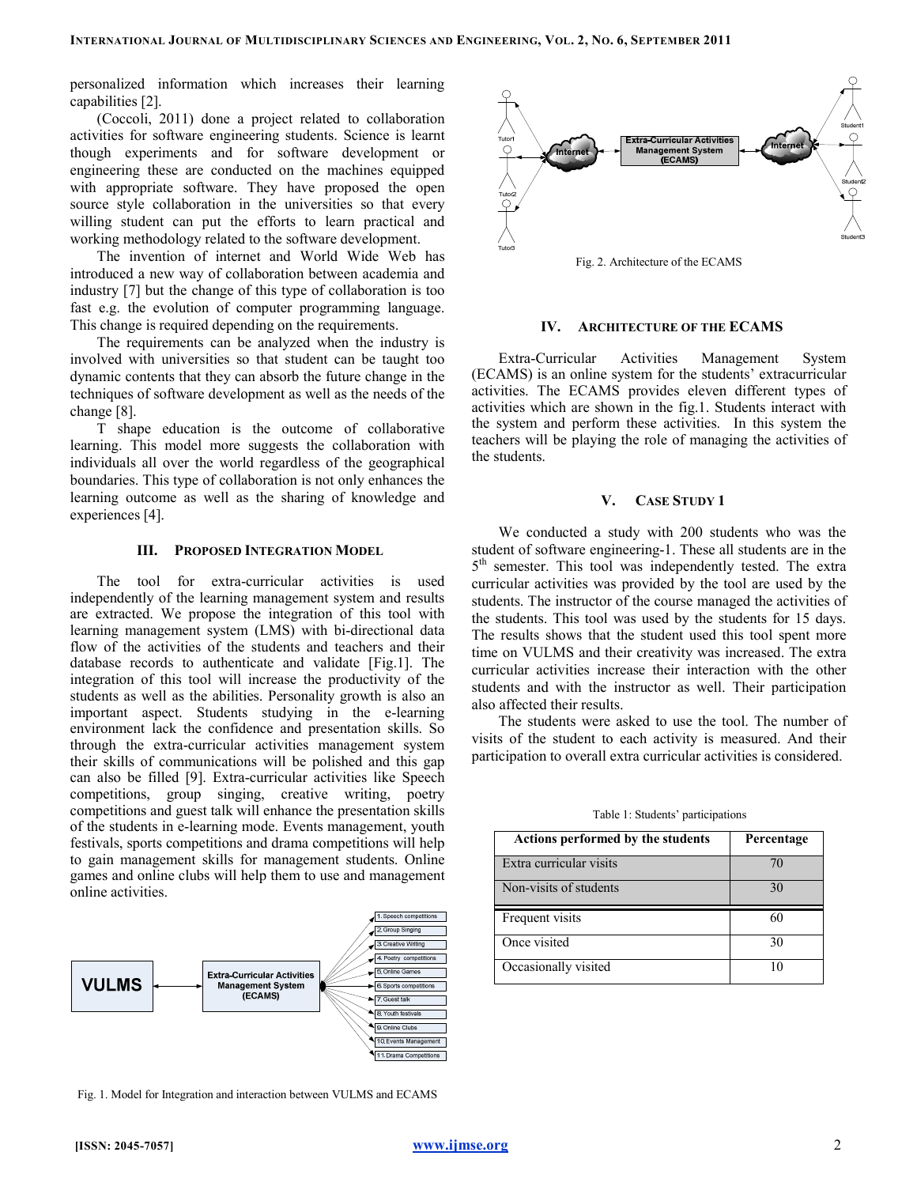personalized information which increases their learning capabilities [2].

(Coccoli, 2011) done a project related to collaboration activities for software engineering students. Science is learnt though experiments and for software development or engineering these are conducted on the machines equipped with appropriate software. They have proposed the open source style collaboration in the universities so that every willing student can put the efforts to learn practical and working methodology related to the software development.

The invention of internet and World Wide Web has introduced a new way of collaboration between academia and industry [7] but the change of this type of collaboration is too fast e.g. the evolution of computer programming language. This change is required depending on the requirements.

The requirements can be analyzed when the industry is involved with universities so that student can be taught too dynamic contents that they can absorb the future change in the techniques of software development as well as the needs of the change [8].

T shape education is the outcome of collaborative learning. This model more suggests the collaboration with individuals all over the world regardless of the geographical boundaries. This type of collaboration is not only enhances the learning outcome as well as the sharing of knowledge and experiences [4].

## III. Proposed Integration Model

The tool for extra-curricular activities is used independently of the learning management system and results are extracted. We propose the integration of this tool with learning management system (LMS) with bi-directional data flow of the activities of the students and teachers and their database records to authenticate and validate [Fig.1]. The integration of this tool will increase the productivity of the students as well as the abilities. Personality growth is also an important aspect. Students studying in the e-learning environment lack the confidence and presentation skills. So through the extra-curricular activities management system their skills of communications will be polished and this gap can also be filled [9]. Extra-curricular activities like Speech competitions, group singing, creative writing, poetry competitions and guest talk will enhance the presentation skills of the students in e-learning mode. Events management, youth festivals, sports competitions and drama competitions will help to gain management skills for management students. Online games and online clubs will help them to use and management online activities.

Fig. 1. Model for Integration and interaction between VULMS and ECAMS

Fig. 2. Architecture of the ECAMS

## IV. Architecture of the ECAMS

Extra-Curricular Activities Management System (ECAMS) is an online system for the students' extracurricular activities. The ECAMS provides eleven different types of activities which are shown in the fig.1. Students interact with the system and perform these activities. In this system the teachers will be playing the role of managing the activities of the students.

## V. Case Study 1

We conducted a study with 200 students who was the student of software engineering-1. These all students are in the 5th semester. This tool was independently tested. The extra curricular activities was provided by the tool are used by the students. The instructor of the course managed the activities of the students. This tool was used by the students for 15 days. The results shows that the student used this tool spent more time on VULMS and their creativity was increased. The extra curricular activities increase their interaction with the other students and with the instructor as well. Their participation also affected their results.

The students were asked to use the tool. The number of visits of the student to each activity is measured. And their participation to overall extra curricular activities is considered.

Table 1: Students' participations

| Actions performed by the students | Percentage |
|---|---|
| Extra curricular visits | 70 |
| Non-visits of students | 30 |
| Frequent visits | 60 |
| Once visited | 30 |
| Occasionally visited | 10 |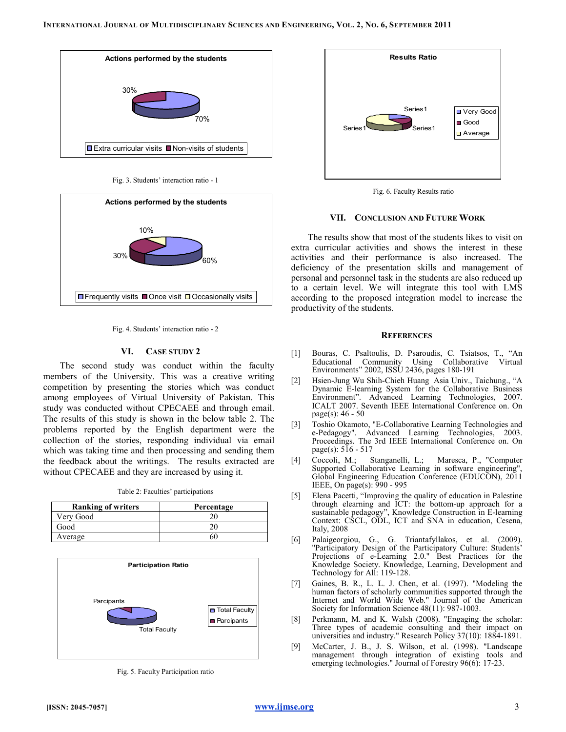Fig. 3. Students' interaction ratio - 1

Fig. 4. Students' interaction ratio - 2

## VI. Case Study 2

The second study was conduct within the faculty members of the University. This was a creative writing competition by presenting the stories which was conduct among employees of Virtual University of Pakistan. This study was conducted without CPECAEE and through email. The results of this study is shown in the below table 2. The problems reported by the English department were the collection of the stories, responding individual via email which was taking time and then processing and sending them the feedback about the writings. The results extracted are without CPECAEE and they are increased by using it.

Table 2: Faculties' participations

| Ranking of writers | Percentage |
|---|---|
| Very Good | 20 |
| Good | 20 |
| Average | 60 |

Fig. 5. Faculty Participation ratio

Fig. 6. Faculty Results ratio

## VII. Conclusion and Future Work

The results show that most of the students likes to visit on extra curricular activities and shows the interest in these activities and their performance is also increased. The deficiency of the presentation skills and management of personal and personnel task in the students are also reduced up to a certain level. We will integrate this tool with LMS according to the proposed integration model to increase the productivity of the students.

## References

[1] Bouras, C. Psaltoulis, D. Psaroudis, C. Tsiatsos, T., "An Educational Community Using Collaborative Virtual Environments" 2002, ISSU 2436, pages 180-191

[2] Hsien-Jung Wu Shih-Chieh Huang Asia Univ., Taichung., "A Dynamic E-learning System for the Collaborative Business Environment". Advanced Learning Technologies, 2007. ICALT 2007. Seventh IEEE International Conference on. On page(s): 46 - 50

[3] Toshio Okamoto, "E-Collaborative Learning Technologies and e-Pedagogy". Advanced Learning Technologies, 2003. Proceedings. The 3rd IEEE International Conference on. On page(s): 516 - 517

[4] Coccoli, M.; Stanganelli, L.; Maresca, P., "Computer Supported Collaborative Learning in software engineering", Global Engineering Education Conference (EDUCON), 2011 IEEE, On page(s): 990 - 995

[5] Elena Pacetti, "Improving the quality of education in Palestine through elearning and ICT: the bottom-up approach for a sustainable pedagogy", Knowledge Construction in E-learning Context: CSCL, ODL, ICT and SNA in education, Cesena, Italy, 2008

[6] Palaigeorgiou, G., G. Triantafyllakos, et al. (2009). "Participatory Design of the Participatory Culture: Students' Projections of e-Learning 2.0." Best Practices for the Knowledge Society. Knowledge, Learning, Development and Technology for All: 119-128.

[7] Gaines, B. R., L. L. J. Chen, et al. (1997). "Modeling the human factors of scholarly communities supported through the Internet and World Wide Web." Journal of the American Society for Information Science 48(11): 987-1003.

[8] Perkmann, M. and K. Walsh (2008). "Engaging the scholar: Three types of academic consulting and their impact on universities and industry." Research Policy 37(10): 1884-1891.

[9] McCarter, J. B., J. S. Wilson, et al. (1998). "Landscape management through integration of existing tools and emerging technologies." Journal of Forestry 96(6): 17-23.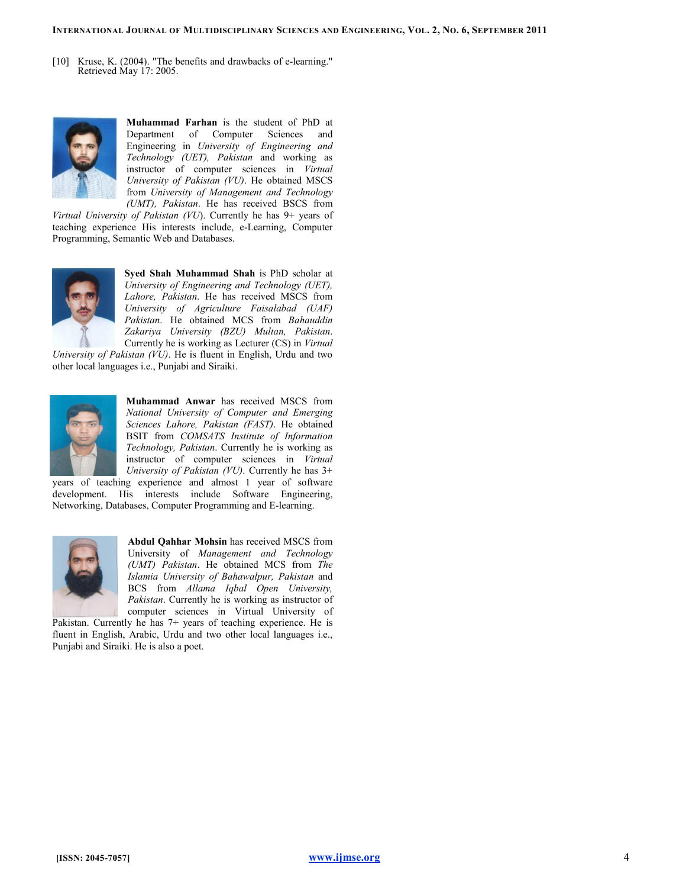[10] Kruse, K. (2004). "The benefits and drawbacks of e-learning." Retrieved May 17: 2005.

**Muhammad Farhan** is the student of PhD at Department of Computer Sciences and Engineering in *University of Engineering and Technology (UET), Pakistan* and working as instructor of computer sciences in *Virtual University of Pakistan (VU)*. He obtained MSCS from *University of Management and Technology (UMT), Pakistan*. He has received BSCS from *Virtual University of Pakistan (VU*). Currently he has 9+ years of teaching experience His interests include, e-Learning, Computer Programming, Semantic Web and Databases.

**Syed Shah Muhammad Shah** is PhD scholar at *University of Engineering and Technology (UET), Lahore, Pakistan*. He has received MSCS from *University of Agriculture Faisalabad (UAF) Pakistan*. He obtained MCS from *Bahauddin Zakariya University (BZU) Multan, Pakistan*. Currently he is working as Lecturer (CS) in *Virtual University of Pakistan (VU)*. He is fluent in English, Urdu and two other local languages i.e., Punjabi and Siraiki.

**Muhammad Anwar** has received MSCS from *National University of Computer and Emerging Sciences Lahore, Pakistan (FAST)*. He obtained BSIT from *COMSATS Institute of Information Technology, Pakistan*. Currently he is working as instructor of computer sciences in *Virtual University of Pakistan (VU)*. Currently he has 3+ years of teaching experience and almost 1 year of software development. His interests include Software Engineering, Networking, Databases, Computer Programming and E-learning.

**Abdul Qahhar Mohsin** has received MSCS from University of *Management and Technology (UMT) Pakistan*. He obtained MCS from *The Islamia University of Bahawalpur, Pakistan* and BCS from *Allama Iqbal Open University, Pakistan*. Currently he is working as instructor of computer sciences in Virtual University of Pakistan. Currently he has 7+ years of teaching experience. He is fluent in English, Arabic, Urdu and two other local languages i.e., Punjabi and Siraiki. He is also a poet.